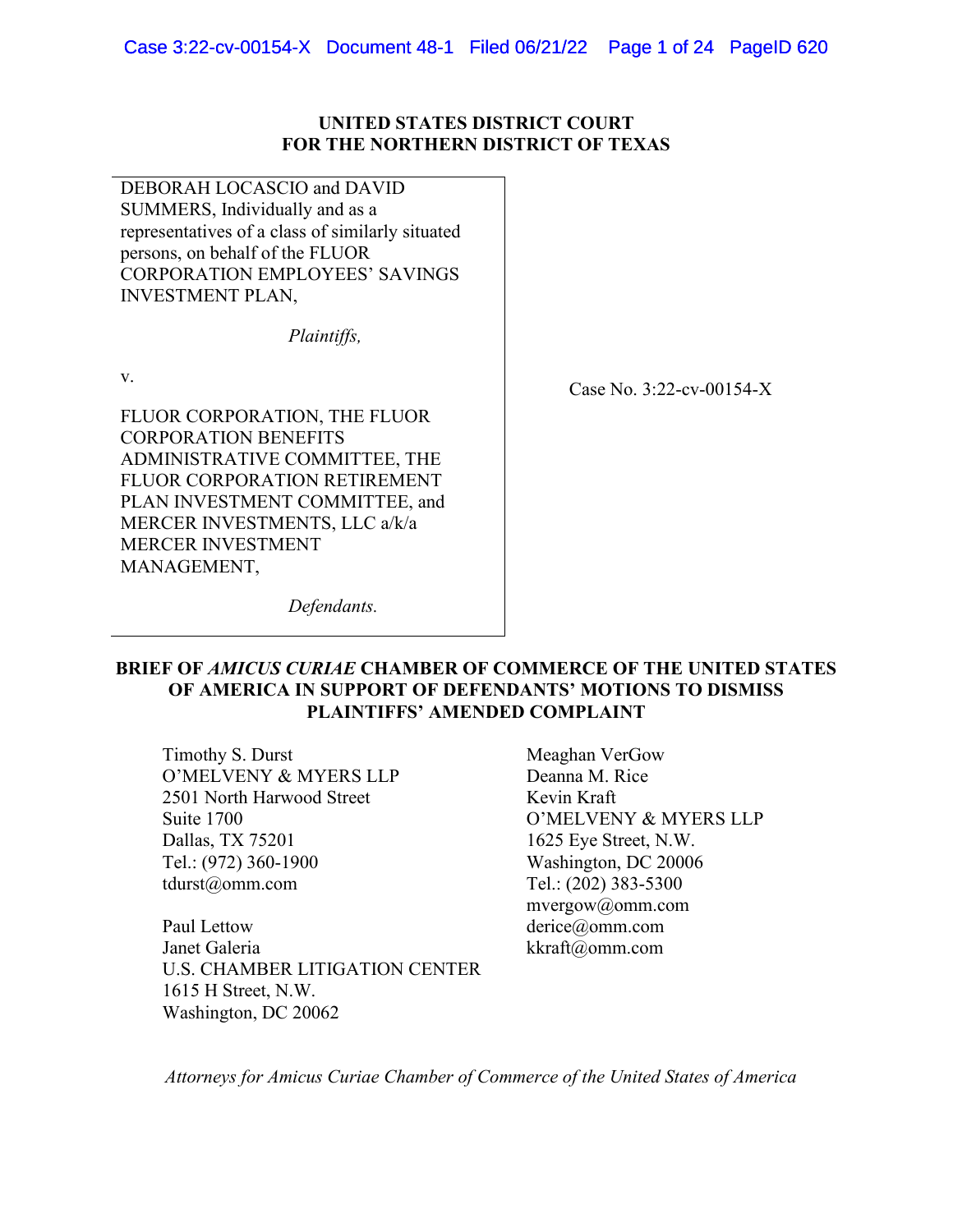**UNITED STATES DISTRICT COURT**
**FOR THE NORTHERN DISTRICT OF TEXAS**

DEBORAH LOCASCIO and DAVID SUMMERS, Individually and as a representatives of a class of similarly situated persons, on behalf of the FLUOR CORPORATION EMPLOYEES' SAVINGS INVESTMENT PLAN,

*Plaintiffs,*

v.

FLUOR CORPORATION, THE FLUOR CORPORATION BENEFITS ADMINISTRATIVE COMMITTEE, THE FLUOR CORPORATION RETIREMENT PLAN INVESTMENT COMMITTEE, and MERCER INVESTMENTS, LLC a/k/a MERCER INVESTMENT MANAGEMENT,

*Defendants.*

Case No. 3:22-cv-00154-X

**BRIEF OF *AMICUS CURIAE* CHAMBER OF COMMERCE OF THE UNITED STATES OF AMERICA IN SUPPORT OF DEFENDANTS' MOTIONS TO DISMISS PLAINTIFFS' AMENDED COMPLAINT**

Timothy S. Durst
O'MELVENY & MYERS LLP
2501 North Harwood Street
Suite 1700
Dallas, TX 75201
Tel.: (972) 360-1900
tdurst@omm.com

Paul Lettow
Janet Galeria
U.S. CHAMBER LITIGATION CENTER
1615 H Street, N.W.
Washington, DC 20062

Meaghan VerGow
Deanna M. Rice
Kevin Kraft
O'MELVENY & MYERS LLP
1625 Eye Street, N.W.
Washington, DC 20006
Tel.: (202) 383-5300
mvergow@omm.com
derice@omm.com
kkraft@omm.com

*Attorneys for Amicus Curiae Chamber of Commerce of the United States of America*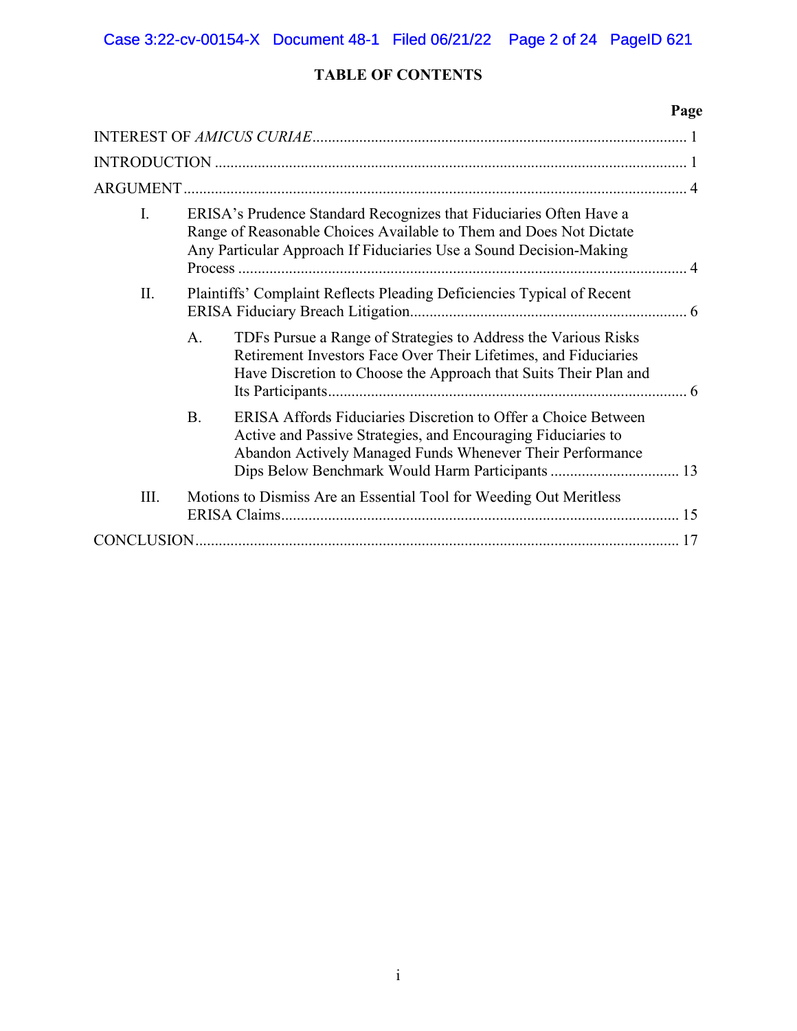# TABLE OF CONTENTS

| | Page |
|---|---|
| INTEREST OF *AMICUS CURIAE* | 1 |
| INTRODUCTION | 1 |
| ARGUMENT | 4 |
| I. ERISA's Prudence Standard Recognizes that Fiduciaries Often Have a Range of Reasonable Choices Available to Them and Does Not Dictate Any Particular Approach If Fiduciaries Use a Sound Decision-Making Process | 4 |
| II. Plaintiffs' Complaint Reflects Pleading Deficiencies Typical of Recent ERISA Fiduciary Breach Litigation | 6 |
| A. TDFs Pursue a Range of Strategies to Address the Various Risks Retirement Investors Face Over Their Lifetimes, and Fiduciaries Have Discretion to Choose the Approach that Suits Their Plan and Its Participants | 6 |
| B. ERISA Affords Fiduciaries Discretion to Offer a Choice Between Active and Passive Strategies, and Encouraging Fiduciaries to Abandon Actively Managed Funds Whenever Their Performance Dips Below Benchmark Would Harm Participants | 13 |
| III. Motions to Dismiss Are an Essential Tool for Weeding Out Meritless ERISA Claims | 15 |
| CONCLUSION | 17 |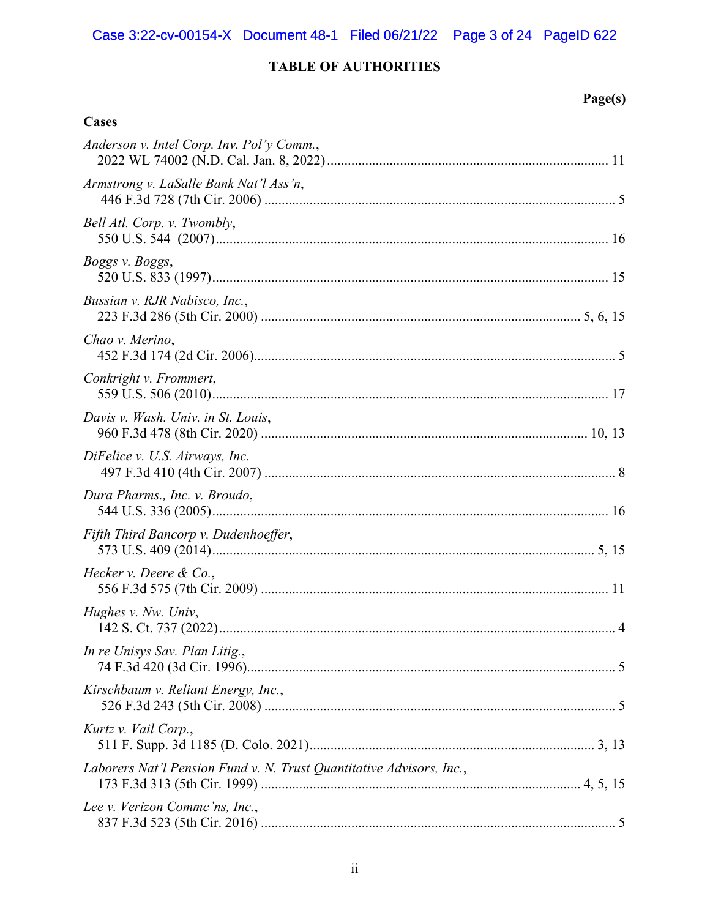# TABLE OF AUTHORITIES

**Page(s)**

**Cases**

*Anderson v. Intel Corp. Inv. Pol'y Comm.*,
2022 WL 74002 (N.D. Cal. Jan. 8, 2022) ................................................ 11

*Armstrong v. LaSalle Bank Nat'l Ass'n*,
446 F.3d 728 (7th Cir. 2006) ................................................ 5

*Bell Atl. Corp. v. Twombly*,
550 U.S. 544 (2007) ................................................ 16

*Boggs v. Boggs*,
520 U.S. 833 (1997) ................................................ 15

*Bussian v. RJR Nabisco, Inc.*,
223 F.3d 286 (5th Cir. 2000) ................................................ 5, 6, 15

*Chao v. Merino*,
452 F.3d 174 (2d Cir. 2006) ................................................ 5

*Conkright v. Frommert*,
559 U.S. 506 (2010) ................................................ 17

*Davis v. Wash. Univ. in St. Louis*,
960 F.3d 478 (8th Cir. 2020) ................................................ 10, 13

*DiFelice v. U.S. Airways, Inc.*
497 F.3d 410 (4th Cir. 2007) ................................................ 8

*Dura Pharms., Inc. v. Broudo*,
544 U.S. 336 (2005) ................................................ 16

*Fifth Third Bancorp v. Dudenhoeffer*,
573 U.S. 409 (2014) ................................................ 5, 15

*Hecker v. Deere & Co.*,
556 F.3d 575 (7th Cir. 2009) ................................................ 11

*Hughes v. Nw. Univ*,
142 S. Ct. 737 (2022) ................................................ 4

*In re Unisys Sav. Plan Litig.*,
74 F.3d 420 (3d Cir. 1996) ................................................ 5

*Kirschbaum v. Reliant Energy, Inc.*,
526 F.3d 243 (5th Cir. 2008) ................................................ 5

*Kurtz v. Vail Corp.*,
511 F. Supp. 3d 1185 (D. Colo. 2021) ................................................ 3, 13

*Laborers Nat'l Pension Fund v. N. Trust Quantitative Advisors, Inc.*,
173 F.3d 313 (5th Cir. 1999) ................................................ 4, 5, 15

*Lee v. Verizon Commc'ns, Inc.*,
837 F.3d 523 (5th Cir. 2016) ................................................ 5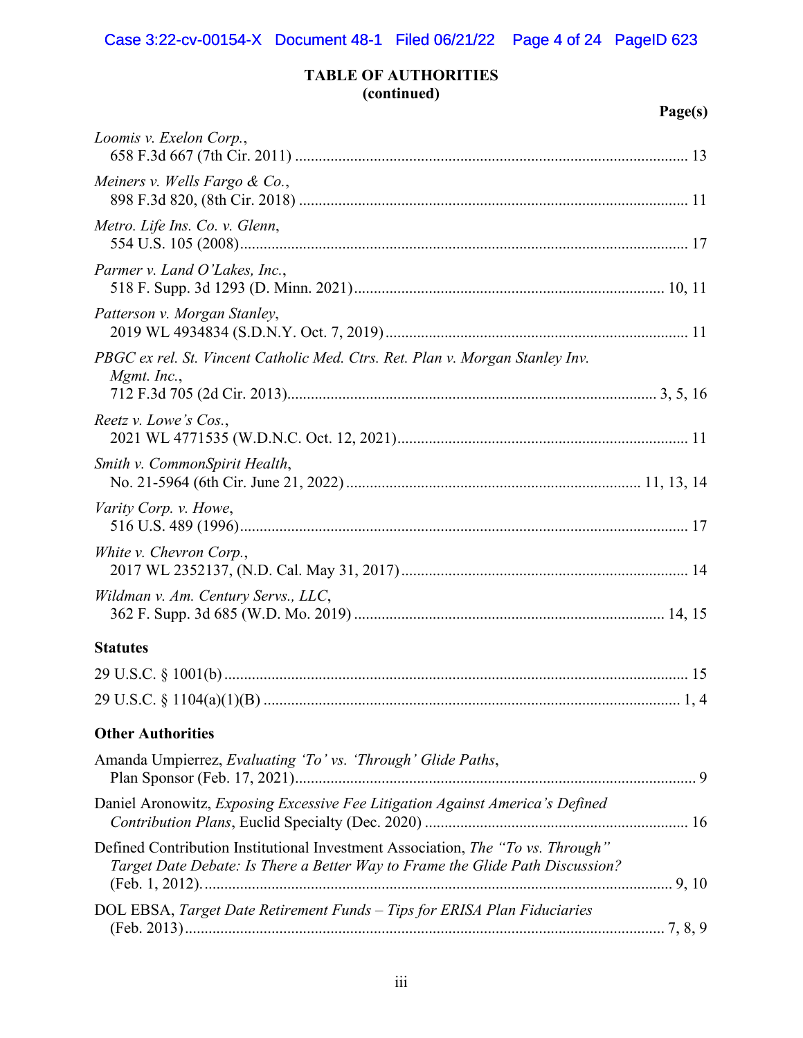**TABLE OF AUTHORITIES**
**(continued)**

**Page(s)**

*Loomis v. Exelon Corp.*,
658 F.3d 667 (7th Cir. 2011) .................................................................................................. 13

*Meiners v. Wells Fargo & Co.*,
898 F.3d 820, (8th Cir. 2018) .................................................................................................. 11

*Metro. Life Ins. Co. v. Glenn*,
554 U.S. 105 (2008).................................................................................................................. 17

*Parmer v. Land O'Lakes, Inc.*,
518 F. Supp. 3d 1293 (D. Minn. 2021)............................................................................. 10, 11

*Patterson v. Morgan Stanley*,
2019 WL 4934834 (S.D.N.Y. Oct. 7, 2019)............................................................................ 11

*PBGC ex rel. St. Vincent Catholic Med. Ctrs. Ret. Plan v. Morgan Stanley Inv. Mgmt. Inc.*,
712 F.3d 705 (2d Cir. 2013)............................................................................................ 3, 5, 16

*Reetz v. Lowe's Cos.*,
2021 WL 4771535 (W.D.N.C. Oct. 12, 2021)......................................................................... 11

*Smith v. CommonSpirit Health*,
No. 21-5964 (6th Cir. June 21, 2022) .......................................................................... 11, 13, 14

*Varity Corp. v. Howe*,
516 U.S. 489 (1996).................................................................................................................. 17

*White v. Chevron Corp.*,
2017 WL 2352137, (N.D. Cal. May 31, 2017)........................................................................ 14

*Wildman v. Am. Century Servs., LLC*,
362 F. Supp. 3d 685 (W.D. Mo. 2019) ............................................................................. 14, 15

**Statutes**

29 U.S.C. § 1001(b) ...................................................................................................................... 15

29 U.S.C. § 1104(a)(1)(B) ......................................................................................................... 1, 4

**Other Authorities**

Amanda Umpierrez, *Evaluating 'To' vs. 'Through' Glide Paths*,
Plan Sponsor (Feb. 17, 2021)...................................................................................................... 9

Daniel Aronowitz, *Exposing Excessive Fee Litigation Against America's Defined Contribution Plans*, Euclid Specialty (Dec. 2020) .................................................................. 16

Defined Contribution Institutional Investment Association, *The "To vs. Through" Target Date Debate: Is There a Better Way to Frame the Glide Path Discussion?*
(Feb. 1, 2012)...................................................................................................................... 9, 10

DOL EBSA, *Target Date Retirement Funds – Tips for ERISA Plan Fiduciaries*
(Feb. 2013)........................................................................................................................ 7, 8, 9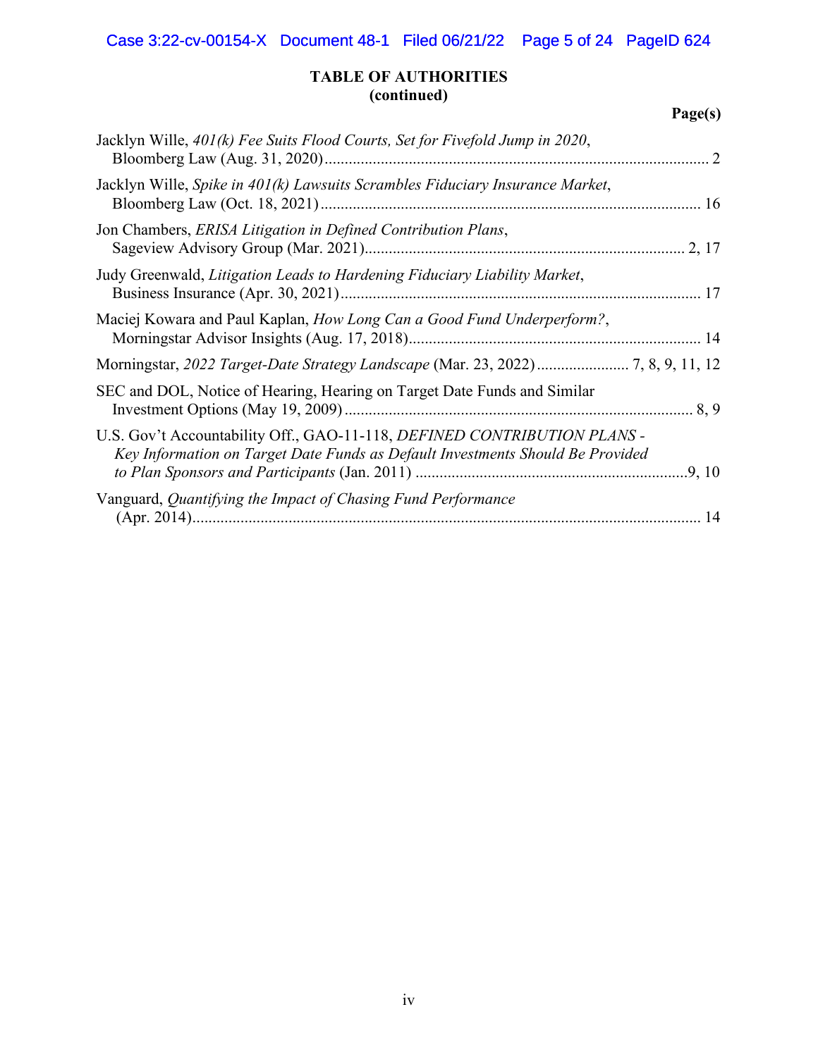**TABLE OF AUTHORITIES**
**(continued)**

**Page(s)**

Jacklyn Wille, *401(k) Fee Suits Flood Courts, Set for Fivefold Jump in 2020*, Bloomberg Law (Aug. 31, 2020)....................2

Jacklyn Wille, *Spike in 401(k) Lawsuits Scrambles Fiduciary Insurance Market*, Bloomberg Law (Oct. 18, 2021)....................16

Jon Chambers, *ERISA Litigation in Defined Contribution Plans*, Sageview Advisory Group (Mar. 2021)....................2, 17

Judy Greenwald, *Litigation Leads to Hardening Fiduciary Liability Market*, Business Insurance (Apr. 30, 2021)....................17

Maciej Kowara and Paul Kaplan, *How Long Can a Good Fund Underperform?*, Morningstar Advisor Insights (Aug. 17, 2018)....................14

Morningstar, *2022 Target-Date Strategy Landscape* (Mar. 23, 2022)....................7, 8, 9, 11, 12

SEC and DOL, Notice of Hearing, Hearing on Target Date Funds and Similar Investment Options (May 19, 2009)....................8, 9

U.S. Gov't Accountability Off., GAO-11-118, *DEFINED CONTRIBUTION PLANS - Key Information on Target Date Funds as Default Investments Should Be Provided to Plan Sponsors and Participants* (Jan. 2011)....................9, 10

Vanguard, *Quantifying the Impact of Chasing Fund Performance* (Apr. 2014)....................14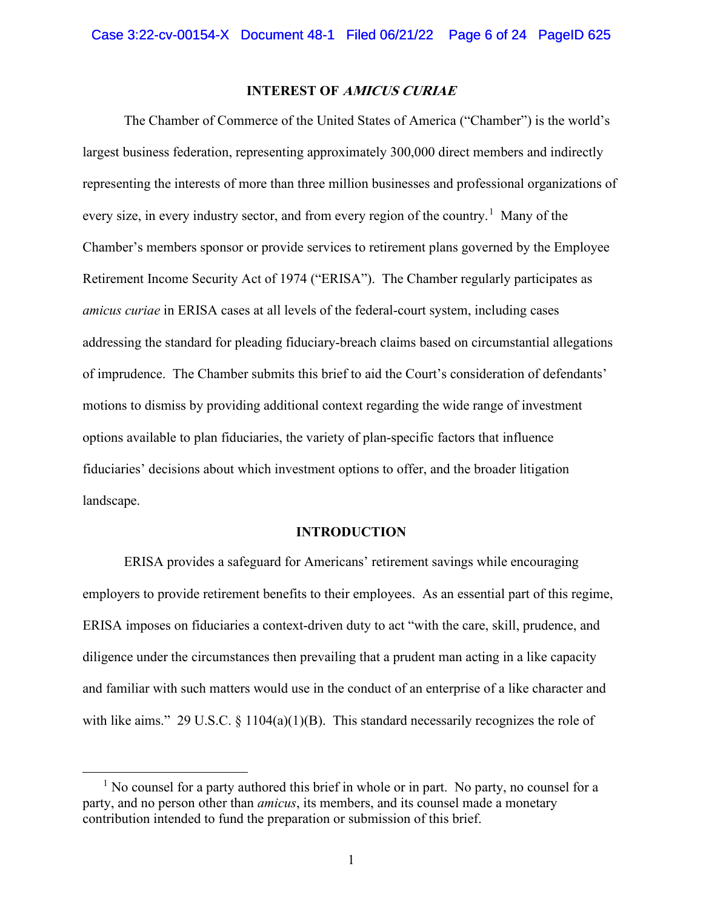## INTEREST OF *AMICUS CURIAE*

The Chamber of Commerce of the United States of America ("Chamber") is the world's largest business federation, representing approximately 300,000 direct members and indirectly representing the interests of more than three million businesses and professional organizations of every size, in every industry sector, and from every region of the country.[1] Many of the Chamber's members sponsor or provide services to retirement plans governed by the Employee Retirement Income Security Act of 1974 ("ERISA"). The Chamber regularly participates as *amicus curiae* in ERISA cases at all levels of the federal-court system, including cases addressing the standard for pleading fiduciary-breach claims based on circumstantial allegations of imprudence. The Chamber submits this brief to aid the Court's consideration of defendants' motions to dismiss by providing additional context regarding the wide range of investment options available to plan fiduciaries, the variety of plan-specific factors that influence fiduciaries' decisions about which investment options to offer, and the broader litigation landscape.

## INTRODUCTION

ERISA provides a safeguard for Americans' retirement savings while encouraging employers to provide retirement benefits to their employees. As an essential part of this regime, ERISA imposes on fiduciaries a context-driven duty to act "with the care, skill, prudence, and diligence under the circumstances then prevailing that a prudent man acting in a like capacity and familiar with such matters would use in the conduct of an enterprise of a like character and with like aims." 29 U.S.C. § 1104(a)(1)(B). This standard necessarily recognizes the role of

[1] No counsel for a party authored this brief in whole or in part. No party, no counsel for a party, and no person other than *amicus*, its members, and its counsel made a monetary contribution intended to fund the preparation or submission of this brief.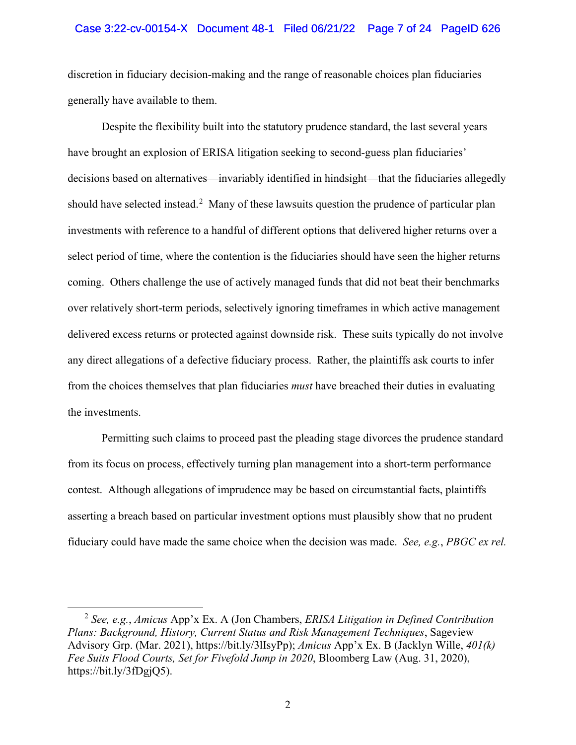discretion in fiduciary decision-making and the range of reasonable choices plan fiduciaries generally have available to them.

Despite the flexibility built into the statutory prudence standard, the last several years have brought an explosion of ERISA litigation seeking to second-guess plan fiduciaries' decisions based on alternatives—invariably identified in hindsight—that the fiduciaries allegedly should have selected instead.[2] Many of these lawsuits question the prudence of particular plan investments with reference to a handful of different options that delivered higher returns over a select period of time, where the contention is the fiduciaries should have seen the higher returns coming. Others challenge the use of actively managed funds that did not beat their benchmarks over relatively short-term periods, selectively ignoring timeframes in which active management delivered excess returns or protected against downside risk. These suits typically do not involve any direct allegations of a defective fiduciary process. Rather, the plaintiffs ask courts to infer from the choices themselves that plan fiduciaries *must* have breached their duties in evaluating the investments.

Permitting such claims to proceed past the pleading stage divorces the prudence standard from its focus on process, effectively turning plan management into a short-term performance contest. Although allegations of imprudence may be based on circumstantial facts, plaintiffs asserting a breach based on particular investment options must plausibly show that no prudent fiduciary could have made the same choice when the decision was made. *See, e.g.*, *PBGC ex rel.*

---

[2] *See, e.g.*, *Amicus* App'x Ex. A (Jon Chambers, *ERISA Litigation in Defined Contribution Plans: Background, History, Current Status and Risk Management Techniques*, Sageview Advisory Grp. (Mar. 2021), https://bit.ly/3lIsyPp); *Amicus* App'x Ex. B (Jacklyn Wille, *401(k) Fee Suits Flood Courts, Set for Fivefold Jump in 2020*, Bloomberg Law (Aug. 31, 2020), https://bit.ly/3fDgjQ5).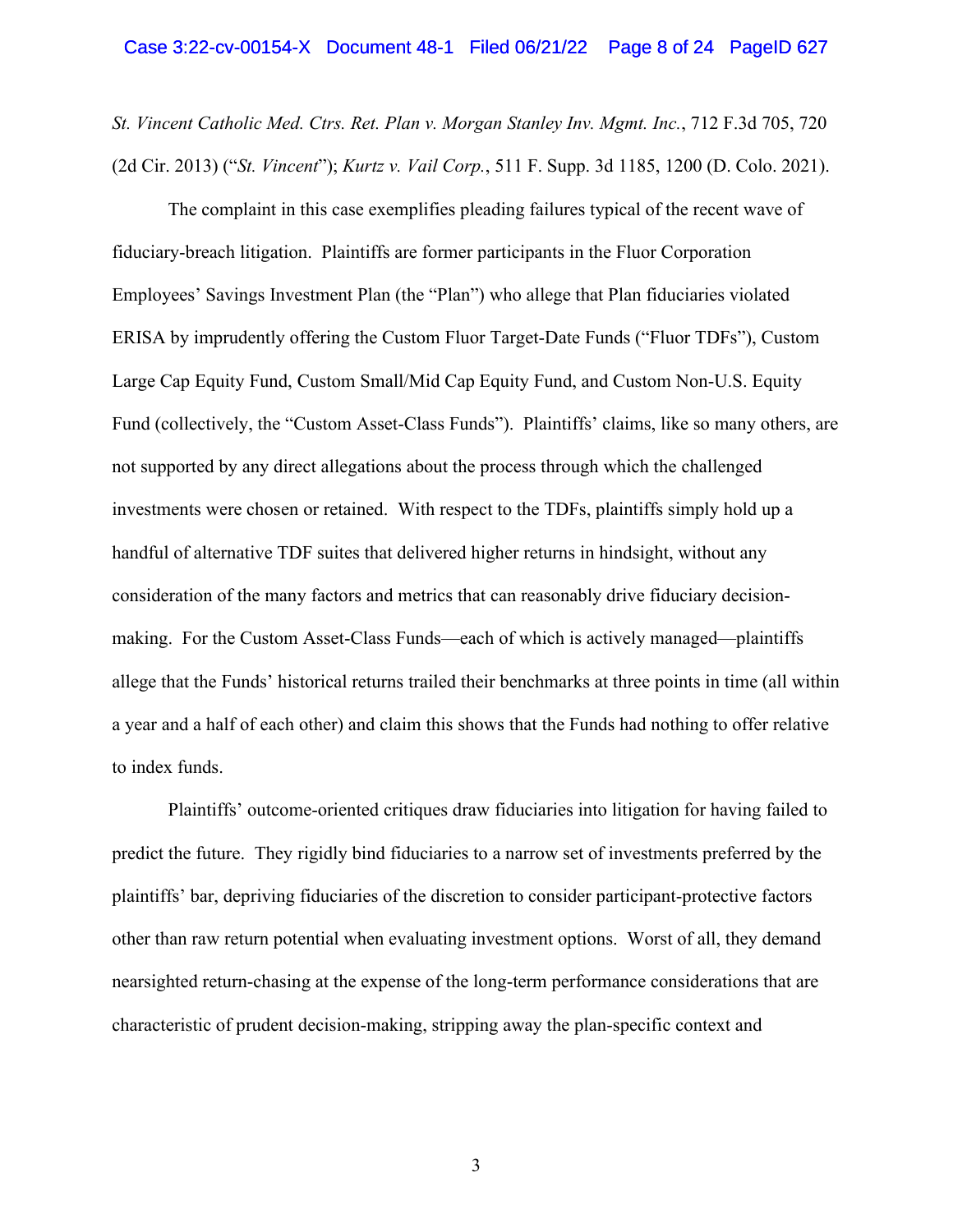*St. Vincent Catholic Med. Ctrs. Ret. Plan v. Morgan Stanley Inv. Mgmt. Inc.*, 712 F.3d 705, 720 (2d Cir. 2013) ("*St. Vincent*"); *Kurtz v. Vail Corp.*, 511 F. Supp. 3d 1185, 1200 (D. Colo. 2021).

The complaint in this case exemplifies pleading failures typical of the recent wave of fiduciary-breach litigation. Plaintiffs are former participants in the Fluor Corporation Employees' Savings Investment Plan (the "Plan") who allege that Plan fiduciaries violated ERISA by imprudently offering the Custom Fluor Target-Date Funds ("Fluor TDFs"), Custom Large Cap Equity Fund, Custom Small/Mid Cap Equity Fund, and Custom Non-U.S. Equity Fund (collectively, the "Custom Asset-Class Funds"). Plaintiffs' claims, like so many others, are not supported by any direct allegations about the process through which the challenged investments were chosen or retained. With respect to the TDFs, plaintiffs simply hold up a handful of alternative TDF suites that delivered higher returns in hindsight, without any consideration of the many factors and metrics that can reasonably drive fiduciary decision-making. For the Custom Asset-Class Funds—each of which is actively managed—plaintiffs allege that the Funds' historical returns trailed their benchmarks at three points in time (all within a year and a half of each other) and claim this shows that the Funds had nothing to offer relative to index funds.

Plaintiffs' outcome-oriented critiques draw fiduciaries into litigation for having failed to predict the future. They rigidly bind fiduciaries to a narrow set of investments preferred by the plaintiffs' bar, depriving fiduciaries of the discretion to consider participant-protective factors other than raw return potential when evaluating investment options. Worst of all, they demand nearsighted return-chasing at the expense of the long-term performance considerations that are characteristic of prudent decision-making, stripping away the plan-specific context and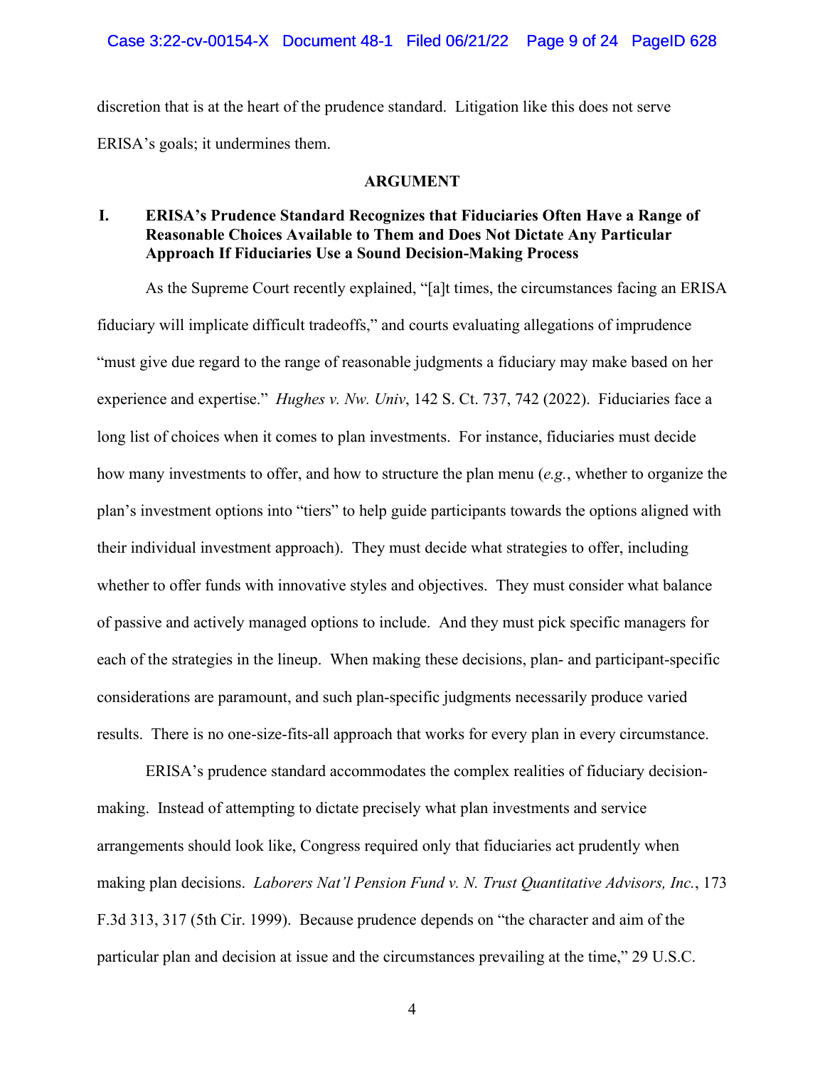discretion that is at the heart of the prudence standard. Litigation like this does not serve ERISA's goals; it undermines them.

## ARGUMENT

### I. ERISA's Prudence Standard Recognizes that Fiduciaries Often Have a Range of Reasonable Choices Available to Them and Does Not Dictate Any Particular Approach If Fiduciaries Use a Sound Decision-Making Process

As the Supreme Court recently explained, "[a]t times, the circumstances facing an ERISA fiduciary will implicate difficult tradeoffs," and courts evaluating allegations of imprudence "must give due regard to the range of reasonable judgments a fiduciary may make based on her experience and expertise." *Hughes v. Nw. Univ*, 142 S. Ct. 737, 742 (2022). Fiduciaries face a long list of choices when it comes to plan investments. For instance, fiduciaries must decide how many investments to offer, and how to structure the plan menu (*e.g.*, whether to organize the plan's investment options into "tiers" to help guide participants towards the options aligned with their individual investment approach). They must decide what strategies to offer, including whether to offer funds with innovative styles and objectives. They must consider what balance of passive and actively managed options to include. And they must pick specific managers for each of the strategies in the lineup. When making these decisions, plan- and participant-specific considerations are paramount, and such plan-specific judgments necessarily produce varied results. There is no one-size-fits-all approach that works for every plan in every circumstance.

ERISA's prudence standard accommodates the complex realities of fiduciary decision-making. Instead of attempting to dictate precisely what plan investments and service arrangements should look like, Congress required only that fiduciaries act prudently when making plan decisions. *Laborers Nat'l Pension Fund v. N. Trust Quantitative Advisors, Inc.*, 173 F.3d 313, 317 (5th Cir. 1999). Because prudence depends on "the character and aim of the particular plan and decision at issue and the circumstances prevailing at the time," 29 U.S.C.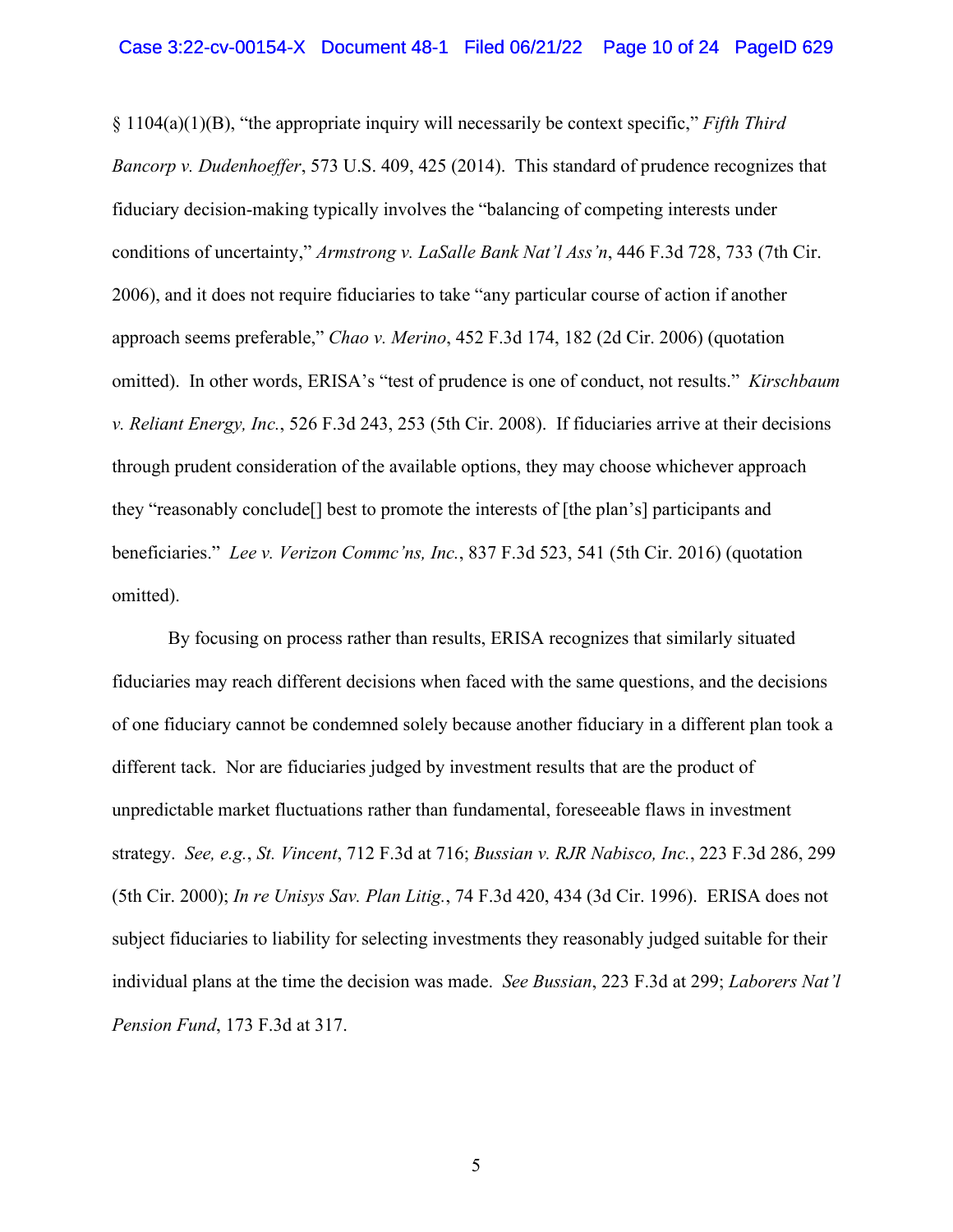§ 1104(a)(1)(B), "the appropriate inquiry will necessarily be context specific," *Fifth Third Bancorp v. Dudenhoeffer*, 573 U.S. 409, 425 (2014). This standard of prudence recognizes that fiduciary decision-making typically involves the "balancing of competing interests under conditions of uncertainty," *Armstrong v. LaSalle Bank Nat'l Ass'n*, 446 F.3d 728, 733 (7th Cir. 2006), and it does not require fiduciaries to take "any particular course of action if another approach seems preferable," *Chao v. Merino*, 452 F.3d 174, 182 (2d Cir. 2006) (quotation omitted). In other words, ERISA's "test of prudence is one of conduct, not results." *Kirschbaum v. Reliant Energy, Inc.*, 526 F.3d 243, 253 (5th Cir. 2008). If fiduciaries arrive at their decisions through prudent consideration of the available options, they may choose whichever approach they "reasonably conclude[] best to promote the interests of [the plan's] participants and beneficiaries." *Lee v. Verizon Commc'ns, Inc.*, 837 F.3d 523, 541 (5th Cir. 2016) (quotation omitted).

By focusing on process rather than results, ERISA recognizes that similarly situated fiduciaries may reach different decisions when faced with the same questions, and the decisions of one fiduciary cannot be condemned solely because another fiduciary in a different plan took a different tack. Nor are fiduciaries judged by investment results that are the product of unpredictable market fluctuations rather than fundamental, foreseeable flaws in investment strategy. *See, e.g.*, *St. Vincent*, 712 F.3d at 716; *Bussian v. RJR Nabisco, Inc.*, 223 F.3d 286, 299 (5th Cir. 2000); *In re Unisys Sav. Plan Litig.*, 74 F.3d 420, 434 (3d Cir. 1996). ERISA does not subject fiduciaries to liability for selecting investments they reasonably judged suitable for their individual plans at the time the decision was made. *See Bussian*, 223 F.3d at 299; *Laborers Nat'l Pension Fund*, 173 F.3d at 317.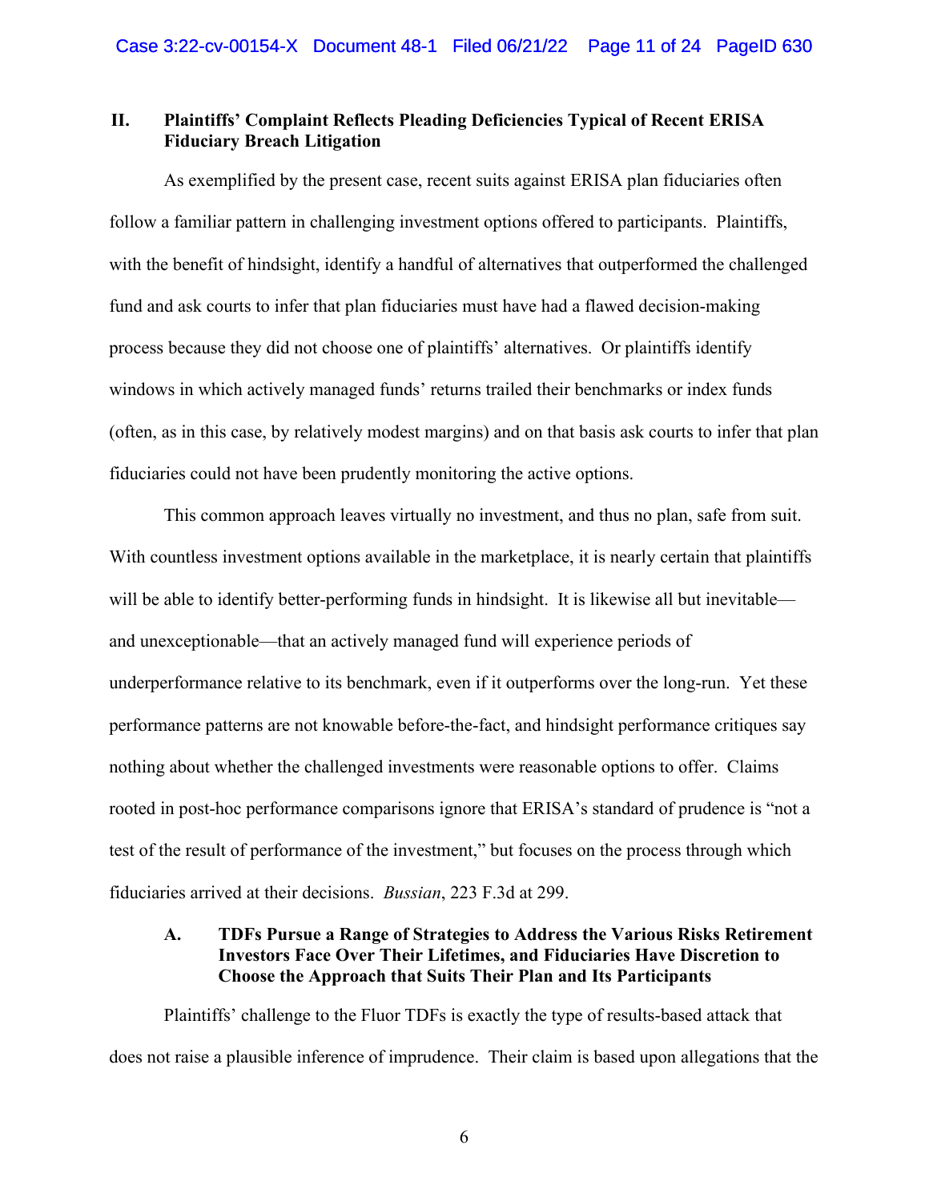## II. Plaintiffs' Complaint Reflects Pleading Deficiencies Typical of Recent ERISA Fiduciary Breach Litigation

As exemplified by the present case, recent suits against ERISA plan fiduciaries often follow a familiar pattern in challenging investment options offered to participants. Plaintiffs, with the benefit of hindsight, identify a handful of alternatives that outperformed the challenged fund and ask courts to infer that plan fiduciaries must have had a flawed decision-making process because they did not choose one of plaintiffs' alternatives. Or plaintiffs identify windows in which actively managed funds' returns trailed their benchmarks or index funds (often, as in this case, by relatively modest margins) and on that basis ask courts to infer that plan fiduciaries could not have been prudently monitoring the active options.

This common approach leaves virtually no investment, and thus no plan, safe from suit. With countless investment options available in the marketplace, it is nearly certain that plaintiffs will be able to identify better-performing funds in hindsight. It is likewise all but inevitable—and unexceptionable—that an actively managed fund will experience periods of underperformance relative to its benchmark, even if it outperforms over the long-run. Yet these performance patterns are not knowable before-the-fact, and hindsight performance critiques say nothing about whether the challenged investments were reasonable options to offer. Claims rooted in post-hoc performance comparisons ignore that ERISA's standard of prudence is "not a test of the result of performance of the investment," but focuses on the process through which fiduciaries arrived at their decisions. *Bussian*, 223 F.3d at 299.

### A. TDFs Pursue a Range of Strategies to Address the Various Risks Retirement Investors Face Over Their Lifetimes, and Fiduciaries Have Discretion to Choose the Approach that Suits Their Plan and Its Participants

Plaintiffs' challenge to the Fluor TDFs is exactly the type of results-based attack that does not raise a plausible inference of imprudence. Their claim is based upon allegations that the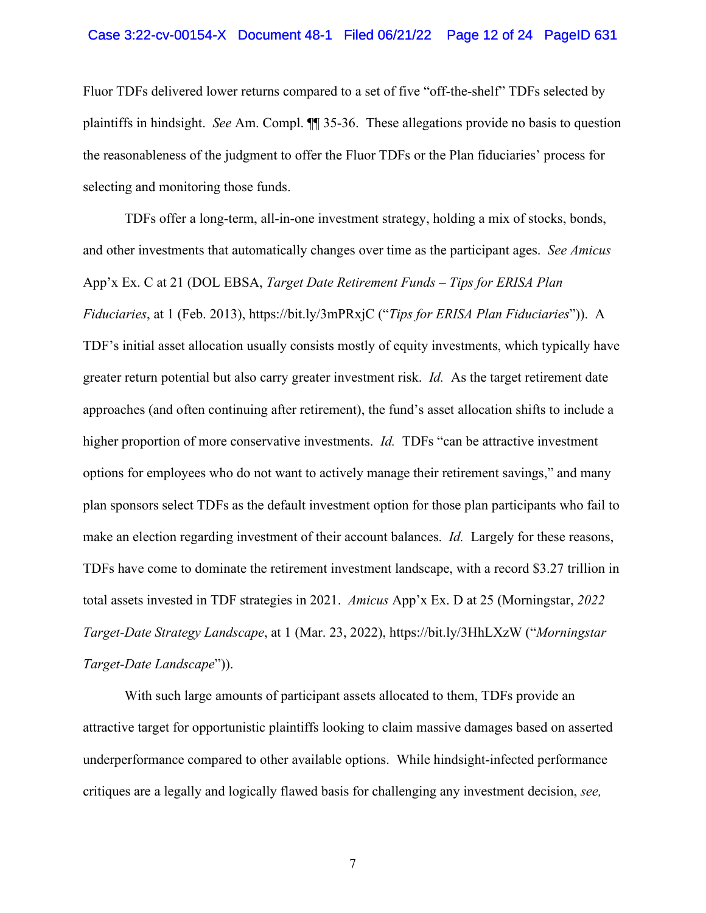Fluor TDFs delivered lower returns compared to a set of five "off-the-shelf" TDFs selected by plaintiffs in hindsight. *See* Am. Compl. ¶¶ 35-36. These allegations provide no basis to question the reasonableness of the judgment to offer the Fluor TDFs or the Plan fiduciaries' process for selecting and monitoring those funds.

TDFs offer a long-term, all-in-one investment strategy, holding a mix of stocks, bonds, and other investments that automatically changes over time as the participant ages. *See Amicus* App'x Ex. C at 21 (DOL EBSA, *Target Date Retirement Funds – Tips for ERISA Plan Fiduciaries*, at 1 (Feb. 2013), https://bit.ly/3mPRxjC ("*Tips for ERISA Plan Fiduciaries*")). A TDF's initial asset allocation usually consists mostly of equity investments, which typically have greater return potential but also carry greater investment risk. *Id.* As the target retirement date approaches (and often continuing after retirement), the fund's asset allocation shifts to include a higher proportion of more conservative investments. *Id.* TDFs "can be attractive investment options for employees who do not want to actively manage their retirement savings," and many plan sponsors select TDFs as the default investment option for those plan participants who fail to make an election regarding investment of their account balances. *Id.* Largely for these reasons, TDFs have come to dominate the retirement investment landscape, with a record $3.27 trillion in total assets invested in TDF strategies in 2021. *Amicus* App'x Ex. D at 25 (Morningstar, *2022 Target-Date Strategy Landscape*, at 1 (Mar. 23, 2022), https://bit.ly/3HhLXzW ("*Morningstar Target-Date Landscape*")).

With such large amounts of participant assets allocated to them, TDFs provide an attractive target for opportunistic plaintiffs looking to claim massive damages based on asserted underperformance compared to other available options. While hindsight-infected performance critiques are a legally and logically flawed basis for challenging any investment decision, *see,*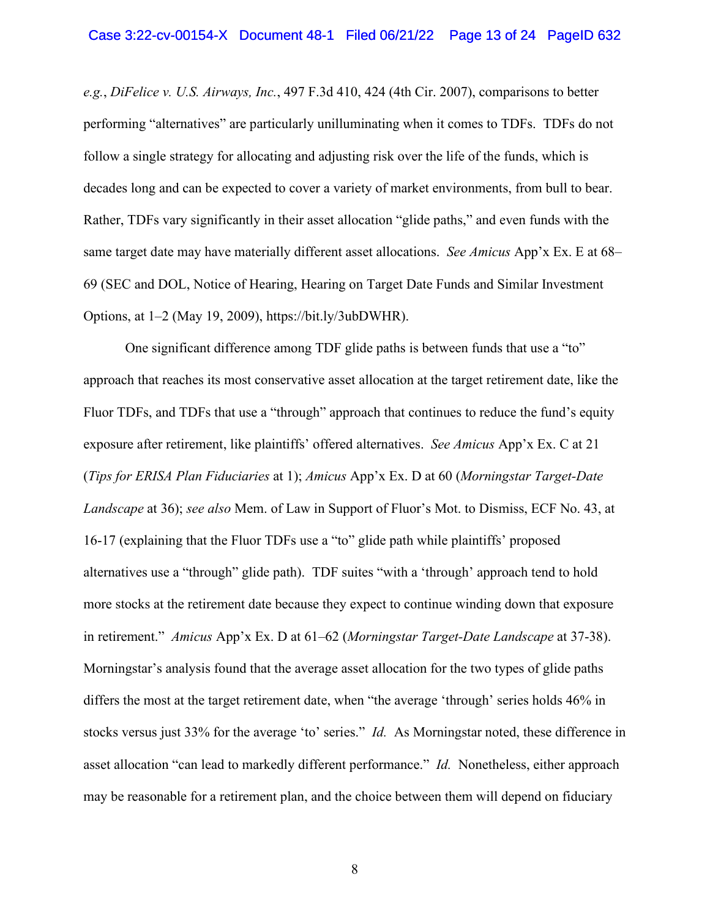*e.g.*, *DiFelice v. U.S. Airways, Inc.*, 497 F.3d 410, 424 (4th Cir. 2007), comparisons to better performing "alternatives" are particularly unilluminating when it comes to TDFs. TDFs do not follow a single strategy for allocating and adjusting risk over the life of the funds, which is decades long and can be expected to cover a variety of market environments, from bull to bear. Rather, TDFs vary significantly in their asset allocation "glide paths," and even funds with the same target date may have materially different asset allocations. *See Amicus* App'x Ex. E at 68–69 (SEC and DOL, Notice of Hearing, Hearing on Target Date Funds and Similar Investment Options, at 1–2 (May 19, 2009), https://bit.ly/3ubDWHR).

One significant difference among TDF glide paths is between funds that use a "to" approach that reaches its most conservative asset allocation at the target retirement date, like the Fluor TDFs, and TDFs that use a "through" approach that continues to reduce the fund's equity exposure after retirement, like plaintiffs' offered alternatives. *See Amicus* App'x Ex. C at 21 (*Tips for ERISA Plan Fiduciaries* at 1); *Amicus* App'x Ex. D at 60 (*Morningstar Target-Date Landscape* at 36); *see also* Mem. of Law in Support of Fluor's Mot. to Dismiss, ECF No. 43, at 16-17 (explaining that the Fluor TDFs use a "to" glide path while plaintiffs' proposed alternatives use a "through" glide path). TDF suites "with a 'through' approach tend to hold more stocks at the retirement date because they expect to continue winding down that exposure in retirement." *Amicus* App'x Ex. D at 61–62 (*Morningstar Target-Date Landscape* at 37-38). Morningstar's analysis found that the average asset allocation for the two types of glide paths differs the most at the target retirement date, when "the average 'through' series holds 46% in stocks versus just 33% for the average 'to' series." *Id.* As Morningstar noted, these difference in asset allocation "can lead to markedly different performance." *Id.* Nonetheless, either approach may be reasonable for a retirement plan, and the choice between them will depend on fiduciary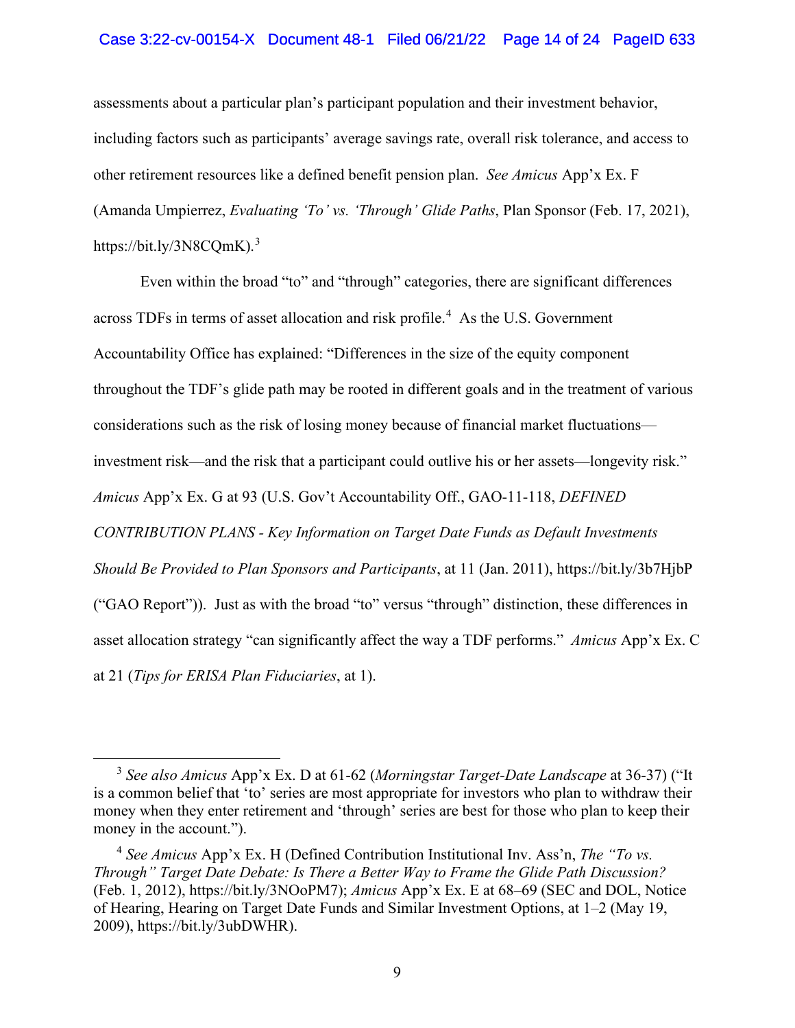assessments about a particular plan's participant population and their investment behavior, including factors such as participants' average savings rate, overall risk tolerance, and access to other retirement resources like a defined benefit pension plan. *See Amicus* App'x Ex. F (Amanda Umpierrez, *Evaluating 'To' vs. 'Through' Glide Paths*, Plan Sponsor (Feb. 17, 2021), https://bit.ly/3N8CQmK).[3]

Even within the broad "to" and "through" categories, there are significant differences across TDFs in terms of asset allocation and risk profile.[4] As the U.S. Government Accountability Office has explained: "Differences in the size of the equity component throughout the TDF's glide path may be rooted in different goals and in the treatment of various considerations such as the risk of losing money because of financial market fluctuations—investment risk—and the risk that a participant could outlive his or her assets—longevity risk." *Amicus* App'x Ex. G at 93 (U.S. Gov't Accountability Off., GAO-11-118, *DEFINED CONTRIBUTION PLANS - Key Information on Target Date Funds as Default Investments Should Be Provided to Plan Sponsors and Participants*, at 11 (Jan. 2011), https://bit.ly/3b7HjbP ("GAO Report")). Just as with the broad "to" versus "through" distinction, these differences in asset allocation strategy "can significantly affect the way a TDF performs." *Amicus* App'x Ex. C at 21 (*Tips for ERISA Plan Fiduciaries*, at 1).

---

[3] *See also Amicus* App'x Ex. D at 61-62 (*Morningstar Target-Date Landscape* at 36-37) ("It is a common belief that 'to' series are most appropriate for investors who plan to withdraw their money when they enter retirement and 'through' series are best for those who plan to keep their money in the account.").

[4] *See Amicus* App'x Ex. H (Defined Contribution Institutional Inv. Ass'n, *The "To vs. Through" Target Date Debate: Is There a Better Way to Frame the Glide Path Discussion?* (Feb. 1, 2012), https://bit.ly/3NOoPM7); *Amicus* App'x Ex. E at 68–69 (SEC and DOL, Notice of Hearing, Hearing on Target Date Funds and Similar Investment Options, at 1–2 (May 19, 2009), https://bit.ly/3ubDWHR).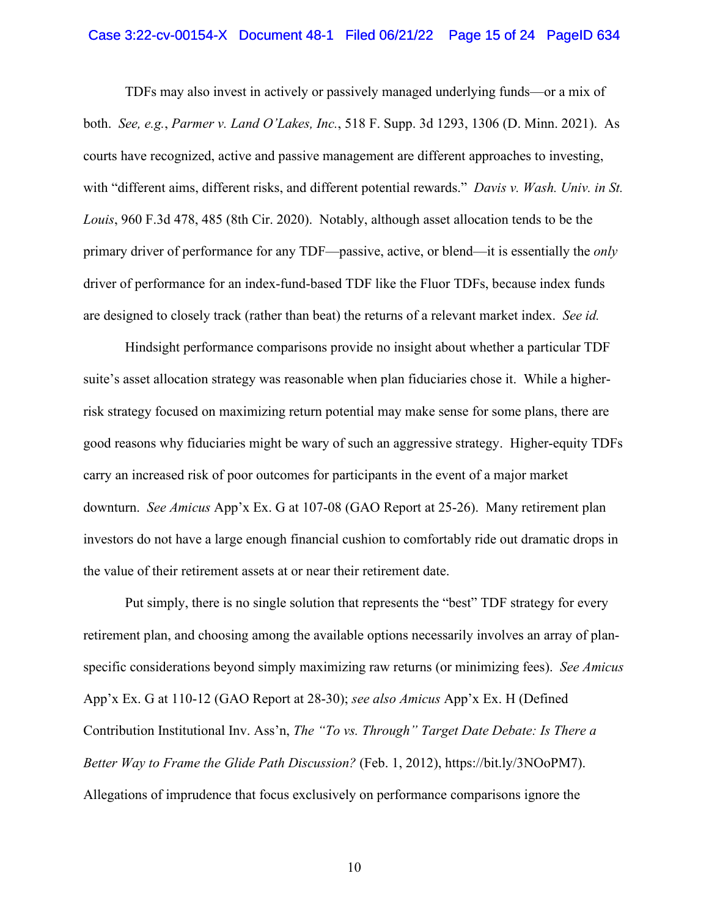TDFs may also invest in actively or passively managed underlying funds—or a mix of both. *See, e.g.*, *Parmer v. Land O'Lakes, Inc.*, 518 F. Supp. 3d 1293, 1306 (D. Minn. 2021). As courts have recognized, active and passive management are different approaches to investing, with "different aims, different risks, and different potential rewards." *Davis v. Wash. Univ. in St. Louis*, 960 F.3d 478, 485 (8th Cir. 2020). Notably, although asset allocation tends to be the primary driver of performance for any TDF—passive, active, or blend—it is essentially the *only* driver of performance for an index-fund-based TDF like the Fluor TDFs, because index funds are designed to closely track (rather than beat) the returns of a relevant market index. *See id.*

Hindsight performance comparisons provide no insight about whether a particular TDF suite's asset allocation strategy was reasonable when plan fiduciaries chose it. While a higher-risk strategy focused on maximizing return potential may make sense for some plans, there are good reasons why fiduciaries might be wary of such an aggressive strategy. Higher-equity TDFs carry an increased risk of poor outcomes for participants in the event of a major market downturn. *See Amicus* App'x Ex. G at 107-08 (GAO Report at 25-26). Many retirement plan investors do not have a large enough financial cushion to comfortably ride out dramatic drops in the value of their retirement assets at or near their retirement date.

Put simply, there is no single solution that represents the "best" TDF strategy for every retirement plan, and choosing among the available options necessarily involves an array of plan-specific considerations beyond simply maximizing raw returns (or minimizing fees). *See Amicus* App'x Ex. G at 110-12 (GAO Report at 28-30); *see also Amicus* App'x Ex. H (Defined Contribution Institutional Inv. Ass'n, *The "To vs. Through" Target Date Debate: Is There a Better Way to Frame the Glide Path Discussion?* (Feb. 1, 2012), https://bit.ly/3NOoPM7). Allegations of imprudence that focus exclusively on performance comparisons ignore the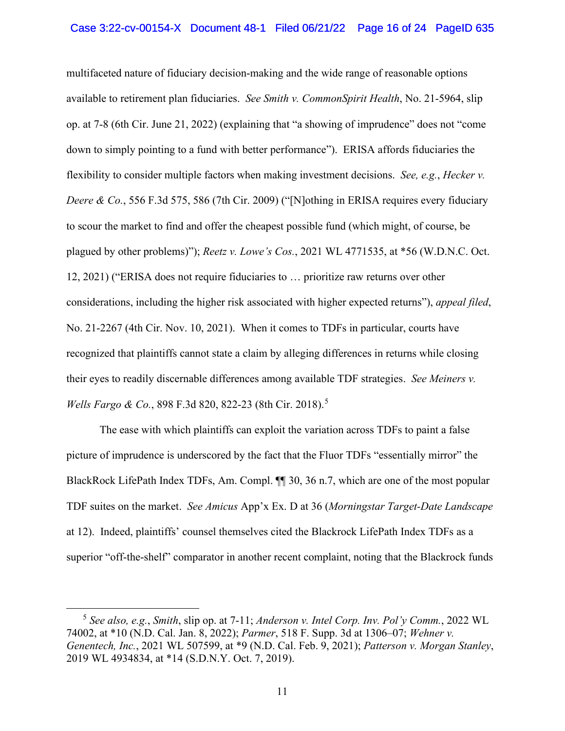multifaceted nature of fiduciary decision-making and the wide range of reasonable options available to retirement plan fiduciaries. *See Smith v. CommonSpirit Health*, No. 21-5964, slip op. at 7-8 (6th Cir. June 21, 2022) (explaining that "a showing of imprudence" does not "come down to simply pointing to a fund with better performance"). ERISA affords fiduciaries the flexibility to consider multiple factors when making investment decisions. *See, e.g.*, *Hecker v. Deere & Co.*, 556 F.3d 575, 586 (7th Cir. 2009) ("[N]othing in ERISA requires every fiduciary to scour the market to find and offer the cheapest possible fund (which might, of course, be plagued by other problems)"); *Reetz v. Lowe's Cos.*, 2021 WL 4771535, at *56 (W.D.N.C. Oct. 12, 2021) ("ERISA does not require fiduciaries to … prioritize raw returns over other considerations, including the higher risk associated with higher expected returns"), *appeal filed*, No. 21-2267 (4th Cir. Nov. 10, 2021). When it comes to TDFs in particular, courts have recognized that plaintiffs cannot state a claim by alleging differences in returns while closing their eyes to readily discernable differences among available TDF strategies. *See Meiners v. Wells Fargo & Co.*, 898 F.3d 820, 822-23 (8th Cir. 2018).[5]

The ease with which plaintiffs can exploit the variation across TDFs to paint a false picture of imprudence is underscored by the fact that the Fluor TDFs "essentially mirror" the BlackRock LifePath Index TDFs, Am. Compl. ¶¶ 30, 36 n.7, which are one of the most popular TDF suites on the market. *See Amicus* App'x Ex. D at 36 (*Morningstar Target-Date Landscape* at 12). Indeed, plaintiffs' counsel themselves cited the Blackrock LifePath Index TDFs as a superior "off-the-shelf" comparator in another recent complaint, noting that the Blackrock funds

---

[5] *See also, e.g.*, *Smith*, slip op. at 7-11; *Anderson v. Intel Corp. Inv. Pol'y Comm.*, 2022 WL 74002, at *10 (N.D. Cal. Jan. 8, 2022); *Parmer*, 518 F. Supp. 3d at 1306–07; *Wehner v. Genentech, Inc.*, 2021 WL 507599, at *9 (N.D. Cal. Feb. 9, 2021); *Patterson v. Morgan Stanley*, 2019 WL 4934834, at *14 (S.D.N.Y. Oct. 7, 2019).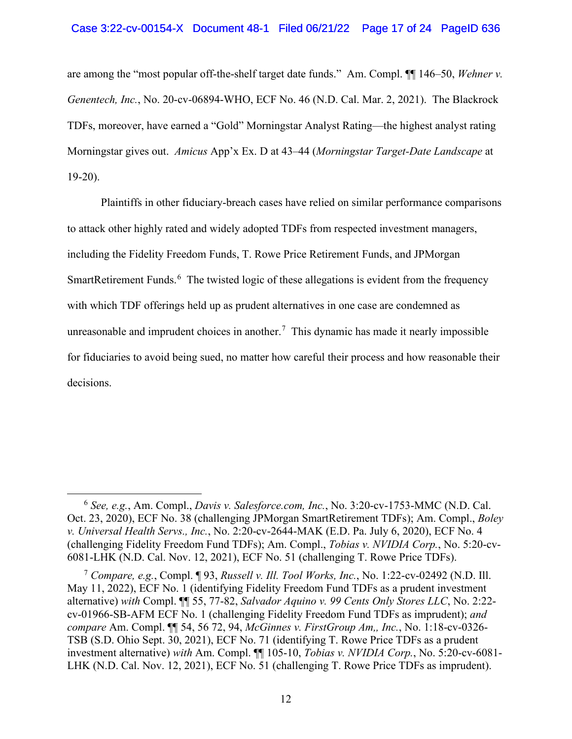are among the "most popular off-the-shelf target date funds." Am. Compl. ¶¶ 146–50, *Wehner v. Genentech, Inc.*, No. 20-cv-06894-WHO, ECF No. 46 (N.D. Cal. Mar. 2, 2021). The Blackrock TDFs, moreover, have earned a "Gold" Morningstar Analyst Rating—the highest analyst rating Morningstar gives out. *Amicus* App'x Ex. D at 43–44 (*Morningstar Target-Date Landscape* at 19-20).

Plaintiffs in other fiduciary-breach cases have relied on similar performance comparisons to attack other highly rated and widely adopted TDFs from respected investment managers, including the Fidelity Freedom Funds, T. Rowe Price Retirement Funds, and JPMorgan SmartRetirement Funds.[6] The twisted logic of these allegations is evident from the frequency with which TDF offerings held up as prudent alternatives in one case are condemned as unreasonable and imprudent choices in another.[7] This dynamic has made it nearly impossible for fiduciaries to avoid being sued, no matter how careful their process and how reasonable their decisions.

---

[6] *See, e.g.*, Am. Compl., *Davis v. Salesforce.com, Inc.*, No. 3:20-cv-1753-MMC (N.D. Cal. Oct. 23, 2020), ECF No. 38 (challenging JPMorgan SmartRetirement TDFs); Am. Compl., *Boley v. Universal Health Servs., Inc.*, No. 2:20-cv-2644-MAK (E.D. Pa. July 6, 2020), ECF No. 4 (challenging Fidelity Freedom Fund TDFs); Am. Compl., *Tobias v. NVIDIA Corp.*, No. 5:20-cv-6081-LHK (N.D. Cal. Nov. 12, 2021), ECF No. 51 (challenging T. Rowe Price TDFs).

[7] *Compare, e.g.*, Compl. ¶ 93, *Russell v. Ill. Tool Works, Inc.*, No. 1:22-cv-02492 (N.D. Ill. May 11, 2022), ECF No. 1 (identifying Fidelity Freedom Fund TDFs as a prudent investment alternative) *with* Compl. ¶¶ 55, 77-82, *Salvador Aquino v. 99 Cents Only Stores LLC*, No. 2:22-cv-01966-SB-AFM ECF No. 1 (challenging Fidelity Freedom Fund TDFs as imprudent); *and compare* Am. Compl. ¶¶ 54, 56 72, 94, *McGinnes v. FirstGroup Am,, Inc.*, No. 1:18-cv-0326-TSB (S.D. Ohio Sept. 30, 2021), ECF No. 71 (identifying T. Rowe Price TDFs as a prudent investment alternative) *with* Am. Compl. ¶¶ 105-10, *Tobias v. NVIDIA Corp.*, No. 5:20-cv-6081-LHK (N.D. Cal. Nov. 12, 2021), ECF No. 51 (challenging T. Rowe Price TDFs as imprudent).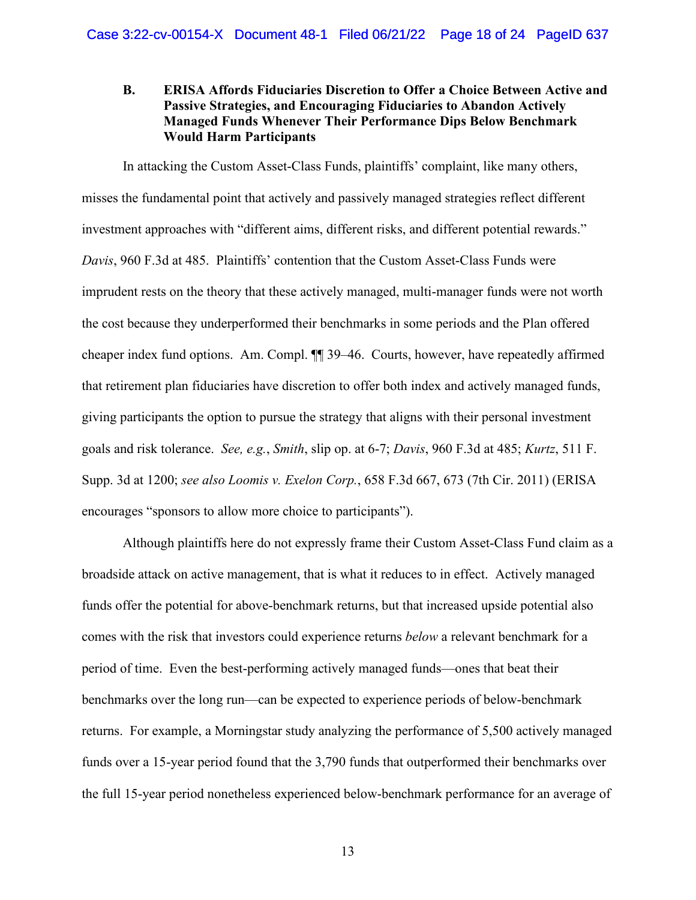### B. ERISA Affords Fiduciaries Discretion to Offer a Choice Between Active and Passive Strategies, and Encouraging Fiduciaries to Abandon Actively Managed Funds Whenever Their Performance Dips Below Benchmark Would Harm Participants

In attacking the Custom Asset-Class Funds, plaintiffs' complaint, like many others, misses the fundamental point that actively and passively managed strategies reflect different investment approaches with "different aims, different risks, and different potential rewards." *Davis*, 960 F.3d at 485. Plaintiffs' contention that the Custom Asset-Class Funds were imprudent rests on the theory that these actively managed, multi-manager funds were not worth the cost because they underperformed their benchmarks in some periods and the Plan offered cheaper index fund options. Am. Compl. ¶¶ 39–46. Courts, however, have repeatedly affirmed that retirement plan fiduciaries have discretion to offer both index and actively managed funds, giving participants the option to pursue the strategy that aligns with their personal investment goals and risk tolerance. *See, e.g.*, *Smith*, slip op. at 6-7; *Davis*, 960 F.3d at 485; *Kurtz*, 511 F. Supp. 3d at 1200; *see also Loomis v. Exelon Corp.*, 658 F.3d 667, 673 (7th Cir. 2011) (ERISA encourages "sponsors to allow more choice to participants").

Although plaintiffs here do not expressly frame their Custom Asset-Class Fund claim as a broadside attack on active management, that is what it reduces to in effect. Actively managed funds offer the potential for above-benchmark returns, but that increased upside potential also comes with the risk that investors could experience returns *below* a relevant benchmark for a period of time. Even the best-performing actively managed funds—ones that beat their benchmarks over the long run—can be expected to experience periods of below-benchmark returns. For example, a Morningstar study analyzing the performance of 5,500 actively managed funds over a 15-year period found that the 3,790 funds that outperformed their benchmarks over the full 15-year period nonetheless experienced below-benchmark performance for an average of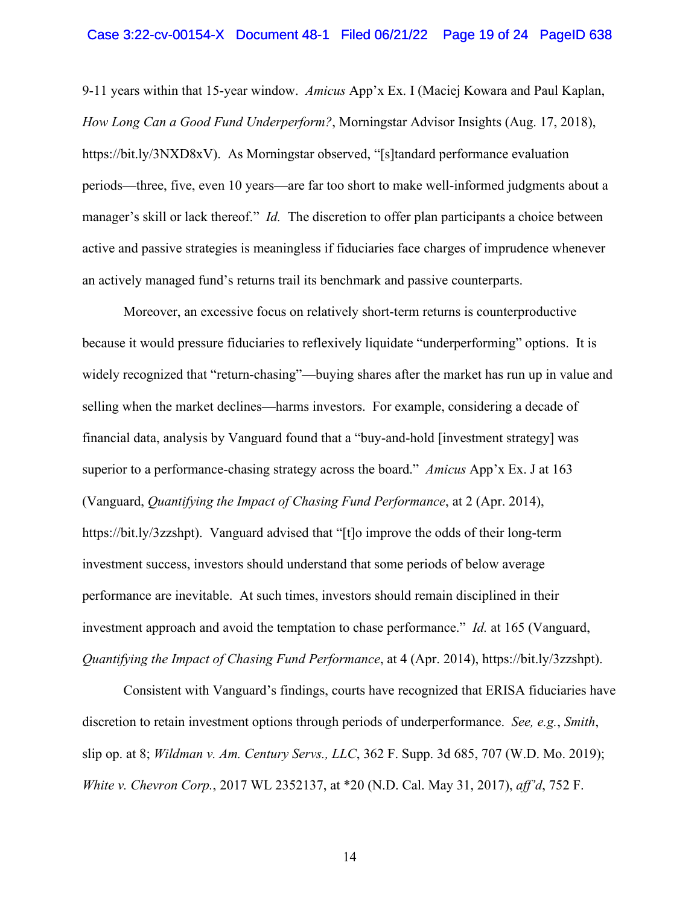9-11 years within that 15-year window. *Amicus* App'x Ex. I (Maciej Kowara and Paul Kaplan, *How Long Can a Good Fund Underperform?*, Morningstar Advisor Insights (Aug. 17, 2018), https://bit.ly/3NXD8xV). As Morningstar observed, "[s]tandard performance evaluation periods—three, five, even 10 years—are far too short to make well-informed judgments about a manager's skill or lack thereof." *Id.* The discretion to offer plan participants a choice between active and passive strategies is meaningless if fiduciaries face charges of imprudence whenever an actively managed fund's returns trail its benchmark and passive counterparts.

Moreover, an excessive focus on relatively short-term returns is counterproductive because it would pressure fiduciaries to reflexively liquidate "underperforming" options. It is widely recognized that "return-chasing"—buying shares after the market has run up in value and selling when the market declines—harms investors. For example, considering a decade of financial data, analysis by Vanguard found that a "buy-and-hold [investment strategy] was superior to a performance-chasing strategy across the board." *Amicus* App'x Ex. J at 163 (Vanguard, *Quantifying the Impact of Chasing Fund Performance*, at 2 (Apr. 2014), https://bit.ly/3zzshpt). Vanguard advised that "[t]o improve the odds of their long-term investment success, investors should understand that some periods of below average performance are inevitable. At such times, investors should remain disciplined in their investment approach and avoid the temptation to chase performance." *Id.* at 165 (Vanguard, *Quantifying the Impact of Chasing Fund Performance*, at 4 (Apr. 2014), https://bit.ly/3zzshpt).

Consistent with Vanguard's findings, courts have recognized that ERISA fiduciaries have discretion to retain investment options through periods of underperformance. *See, e.g.*, *Smith*, slip op. at 8; *Wildman v. Am. Century Servs., LLC*, 362 F. Supp. 3d 685, 707 (W.D. Mo. 2019); *White v. Chevron Corp.*, 2017 WL 2352137, at *20 (N.D. Cal. May 31, 2017), *aff'd*, 752 F.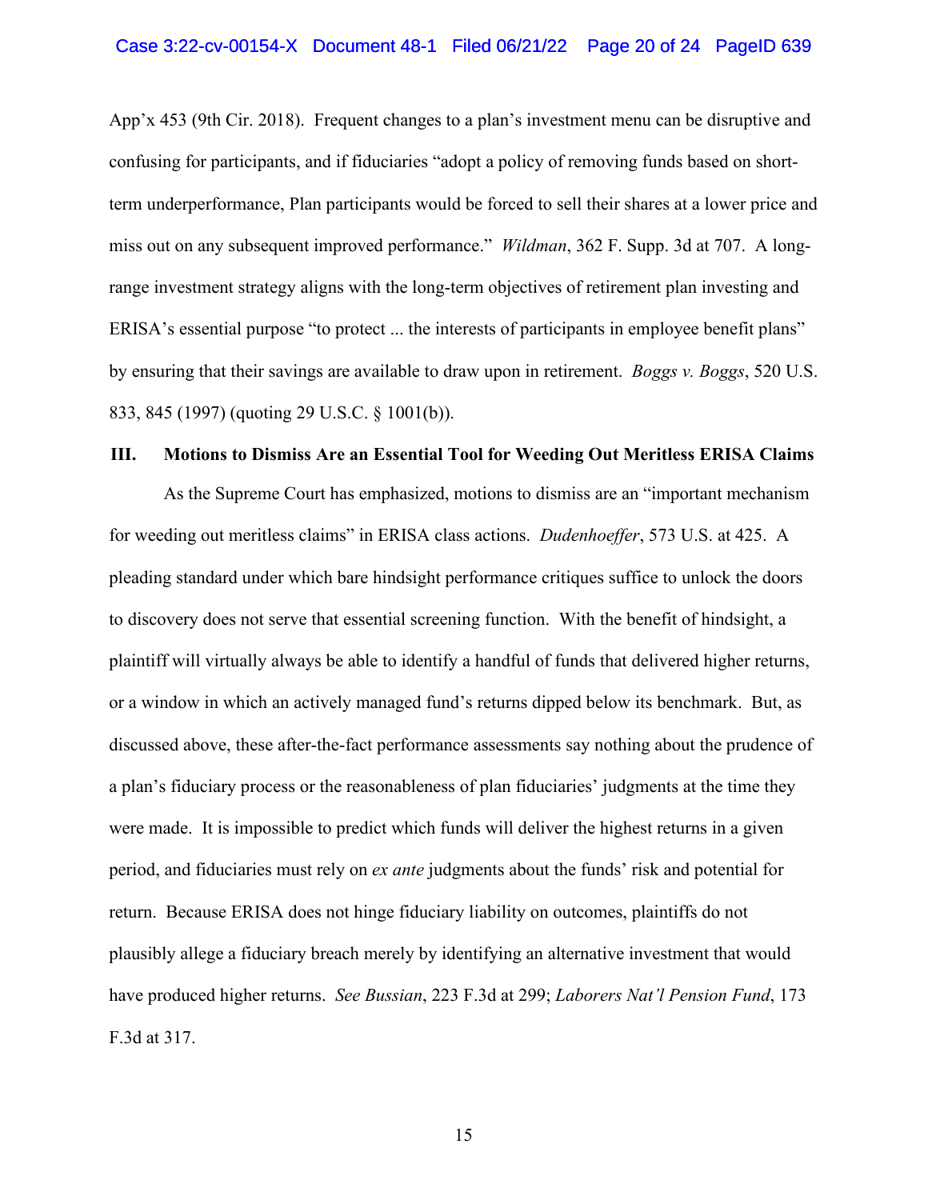App'x 453 (9th Cir. 2018). Frequent changes to a plan's investment menu can be disruptive and confusing for participants, and if fiduciaries "adopt a policy of removing funds based on short-term underperformance, Plan participants would be forced to sell their shares at a lower price and miss out on any subsequent improved performance." *Wildman*, 362 F. Supp. 3d at 707. A long-range investment strategy aligns with the long-term objectives of retirement plan investing and ERISA's essential purpose "to protect ... the interests of participants in employee benefit plans" by ensuring that their savings are available to draw upon in retirement. *Boggs v. Boggs*, 520 U.S. 833, 845 (1997) (quoting 29 U.S.C. § 1001(b)).

## III. Motions to Dismiss Are an Essential Tool for Weeding Out Meritless ERISA Claims

As the Supreme Court has emphasized, motions to dismiss are an "important mechanism for weeding out meritless claims" in ERISA class actions. *Dudenhoeffer*, 573 U.S. at 425. A pleading standard under which bare hindsight performance critiques suffice to unlock the doors to discovery does not serve that essential screening function. With the benefit of hindsight, a plaintiff will virtually always be able to identify a handful of funds that delivered higher returns, or a window in which an actively managed fund's returns dipped below its benchmark. But, as discussed above, these after-the-fact performance assessments say nothing about the prudence of a plan's fiduciary process or the reasonableness of plan fiduciaries' judgments at the time they were made. It is impossible to predict which funds will deliver the highest returns in a given period, and fiduciaries must rely on *ex ante* judgments about the funds' risk and potential for return. Because ERISA does not hinge fiduciary liability on outcomes, plaintiffs do not plausibly allege a fiduciary breach merely by identifying an alternative investment that would have produced higher returns. *See Bussian*, 223 F.3d at 299; *Laborers Nat'l Pension Fund*, 173 F.3d at 317.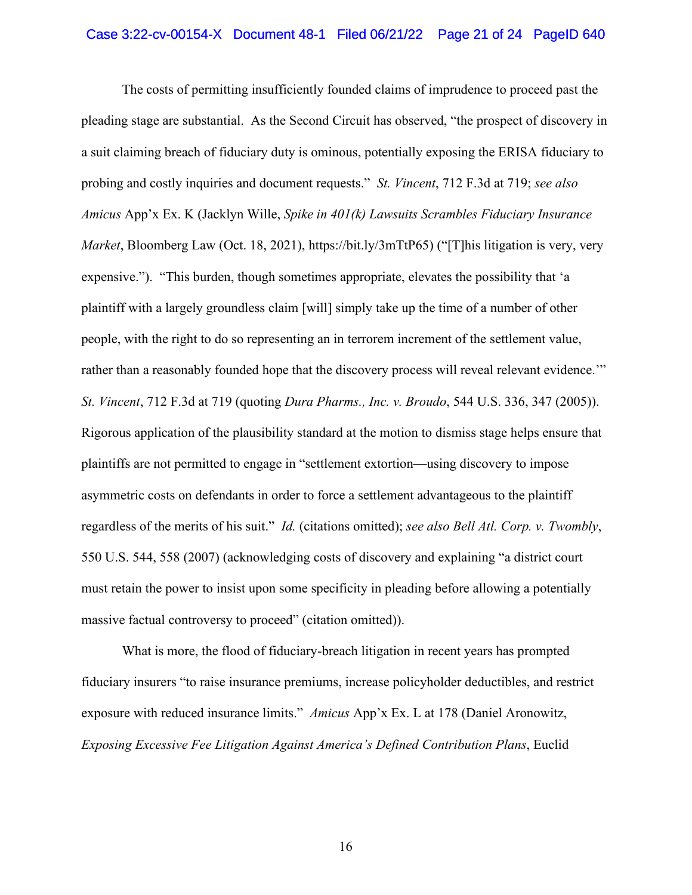The costs of permitting insufficiently founded claims of imprudence to proceed past the pleading stage are substantial. As the Second Circuit has observed, "the prospect of discovery in a suit claiming breach of fiduciary duty is ominous, potentially exposing the ERISA fiduciary to probing and costly inquiries and document requests." *St. Vincent*, 712 F.3d at 719; *see also Amicus* App'x Ex. K (Jacklyn Wille, *Spike in 401(k) Lawsuits Scrambles Fiduciary Insurance Market*, Bloomberg Law (Oct. 18, 2021), https://bit.ly/3mTtP65) ("[T]his litigation is very, very expensive."). "This burden, though sometimes appropriate, elevates the possibility that 'a plaintiff with a largely groundless claim [will] simply take up the time of a number of other people, with the right to do so representing an in terrorem increment of the settlement value, rather than a reasonably founded hope that the discovery process will reveal relevant evidence.'" *St. Vincent*, 712 F.3d at 719 (quoting *Dura Pharms., Inc. v. Broudo*, 544 U.S. 336, 347 (2005)). Rigorous application of the plausibility standard at the motion to dismiss stage helps ensure that plaintiffs are not permitted to engage in "settlement extortion—using discovery to impose asymmetric costs on defendants in order to force a settlement advantageous to the plaintiff regardless of the merits of his suit." *Id.* (citations omitted); *see also Bell Atl. Corp. v. Twombly*, 550 U.S. 544, 558 (2007) (acknowledging costs of discovery and explaining "a district court must retain the power to insist upon some specificity in pleading before allowing a potentially massive factual controversy to proceed" (citation omitted)).

What is more, the flood of fiduciary-breach litigation in recent years has prompted fiduciary insurers "to raise insurance premiums, increase policyholder deductibles, and restrict exposure with reduced insurance limits." *Amicus* App'x Ex. L at 178 (Daniel Aronowitz, *Exposing Excessive Fee Litigation Against America's Defined Contribution Plans*, Euclid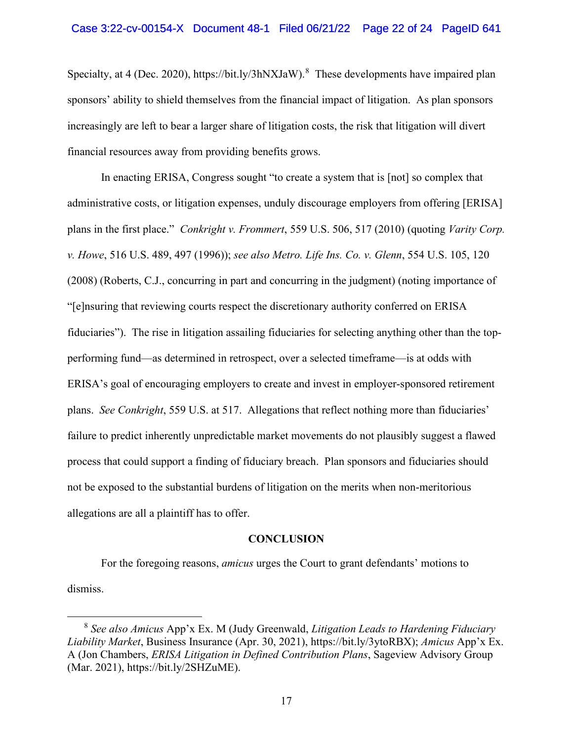Specialty, at 4 (Dec. 2020), https://bit.ly/3hNXJaW).[8] These developments have impaired plan sponsors' ability to shield themselves from the financial impact of litigation. As plan sponsors increasingly are left to bear a larger share of litigation costs, the risk that litigation will divert financial resources away from providing benefits grows.

In enacting ERISA, Congress sought "to create a system that is [not] so complex that administrative costs, or litigation expenses, unduly discourage employers from offering [ERISA] plans in the first place." *Conkright v. Frommert*, 559 U.S. 506, 517 (2010) (quoting *Varity Corp. v. Howe*, 516 U.S. 489, 497 (1996)); *see also Metro. Life Ins. Co. v. Glenn*, 554 U.S. 105, 120 (2008) (Roberts, C.J., concurring in part and concurring in the judgment) (noting importance of "[e]nsuring that reviewing courts respect the discretionary authority conferred on ERISA fiduciaries"). The rise in litigation assailing fiduciaries for selecting anything other than the top-performing fund—as determined in retrospect, over a selected timeframe—is at odds with ERISA's goal of encouraging employers to create and invest in employer-sponsored retirement plans. *See Conkright*, 559 U.S. at 517. Allegations that reflect nothing more than fiduciaries' failure to predict inherently unpredictable market movements do not plausibly suggest a flawed process that could support a finding of fiduciary breach. Plan sponsors and fiduciaries should not be exposed to the substantial burdens of litigation on the merits when non-meritorious allegations are all a plaintiff has to offer.

**CONCLUSION**

For the foregoing reasons, *amicus* urges the Court to grant defendants' motions to dismiss.

---

[8] *See also Amicus* App'x Ex. M (Judy Greenwald, *Litigation Leads to Hardening Fiduciary Liability Market*, Business Insurance (Apr. 30, 2021), https://bit.ly/3ytoRBX); *Amicus* App'x Ex. A (Jon Chambers, *ERISA Litigation in Defined Contribution Plans*, Sageview Advisory Group (Mar. 2021), https://bit.ly/2SHZuME).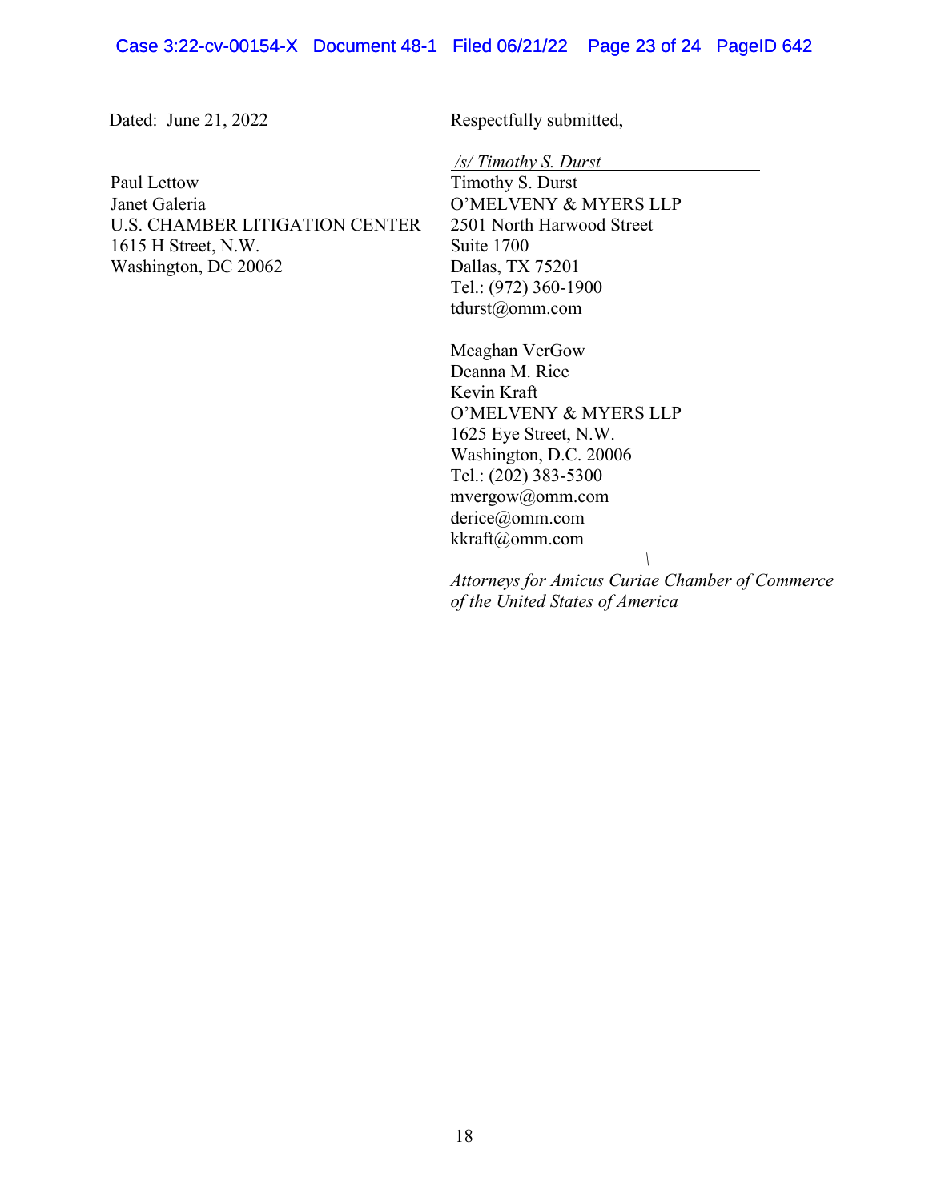Dated: June 21, 2022

Respectfully submitted,

*/s/ Timothy S. Durst*
Timothy S. Durst
O'MELVENY & MYERS LLP
2501 North Harwood Street
Suite 1700
Dallas, TX 75201
Tel.: (972) 360-1900
tdurst@omm.com

Meaghan VerGow
Deanna M. Rice
Kevin Kraft
O'MELVENY & MYERS LLP
1625 Eye Street, N.W.
Washington, D.C. 20006
Tel.: (202) 383-5300
mvergow@omm.com
derice@omm.com
kkraft@omm.com

*Attorneys for Amicus Curiae Chamber of Commerce of the United States of America*

Paul Lettow
Janet Galeria
U.S. CHAMBER LITIGATION CENTER
1615 H Street, N.W.
Washington, DC 20062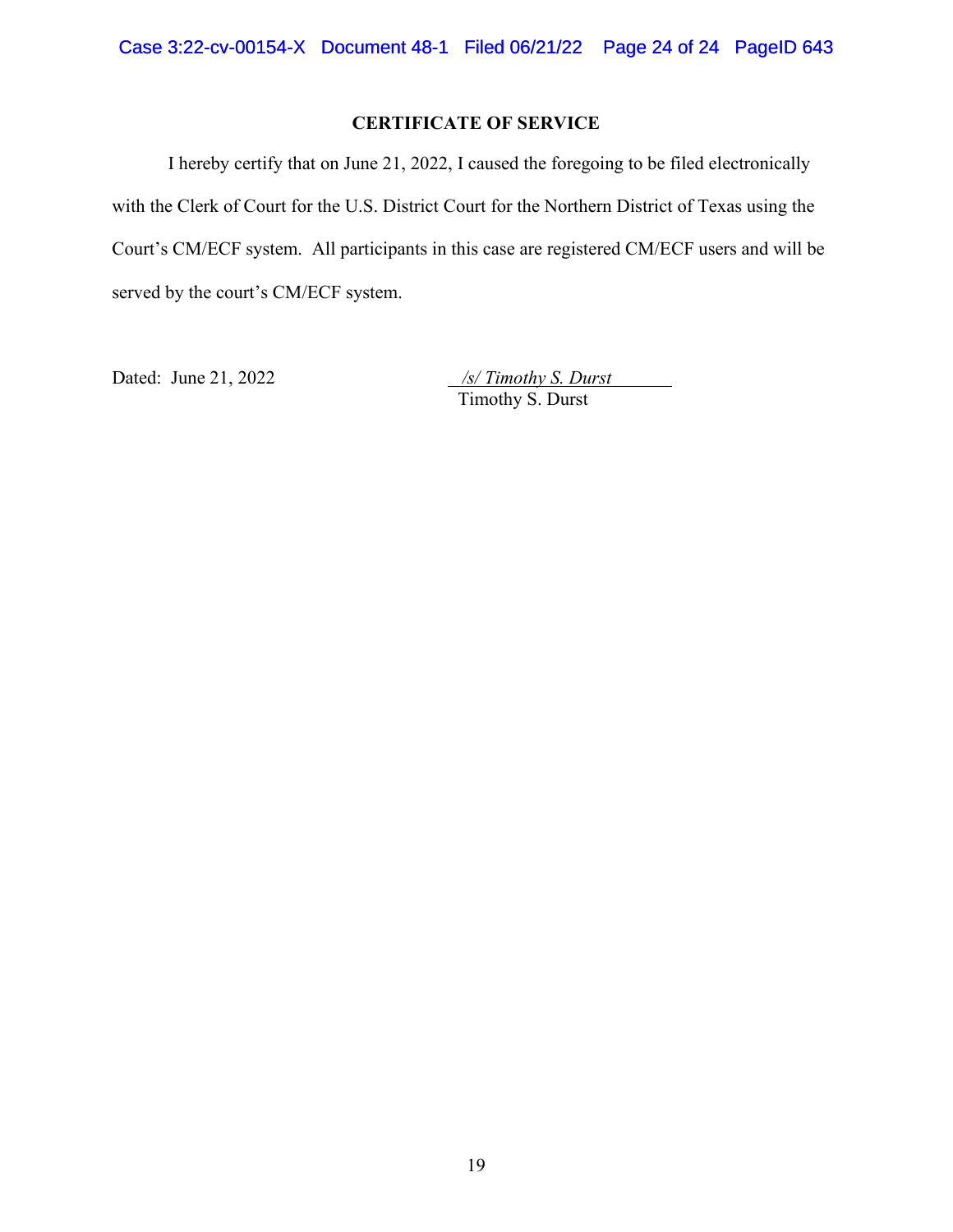**CERTIFICATE OF SERVICE**

I hereby certify that on June 21, 2022, I caused the foregoing to be filed electronically with the Clerk of Court for the U.S. District Court for the Northern District of Texas using the Court's CM/ECF system. All participants in this case are registered CM/ECF users and will be served by the court's CM/ECF system.

Dated: June 21, 2022

*/s/ Timothy S. Durst*
Timothy S. Durst